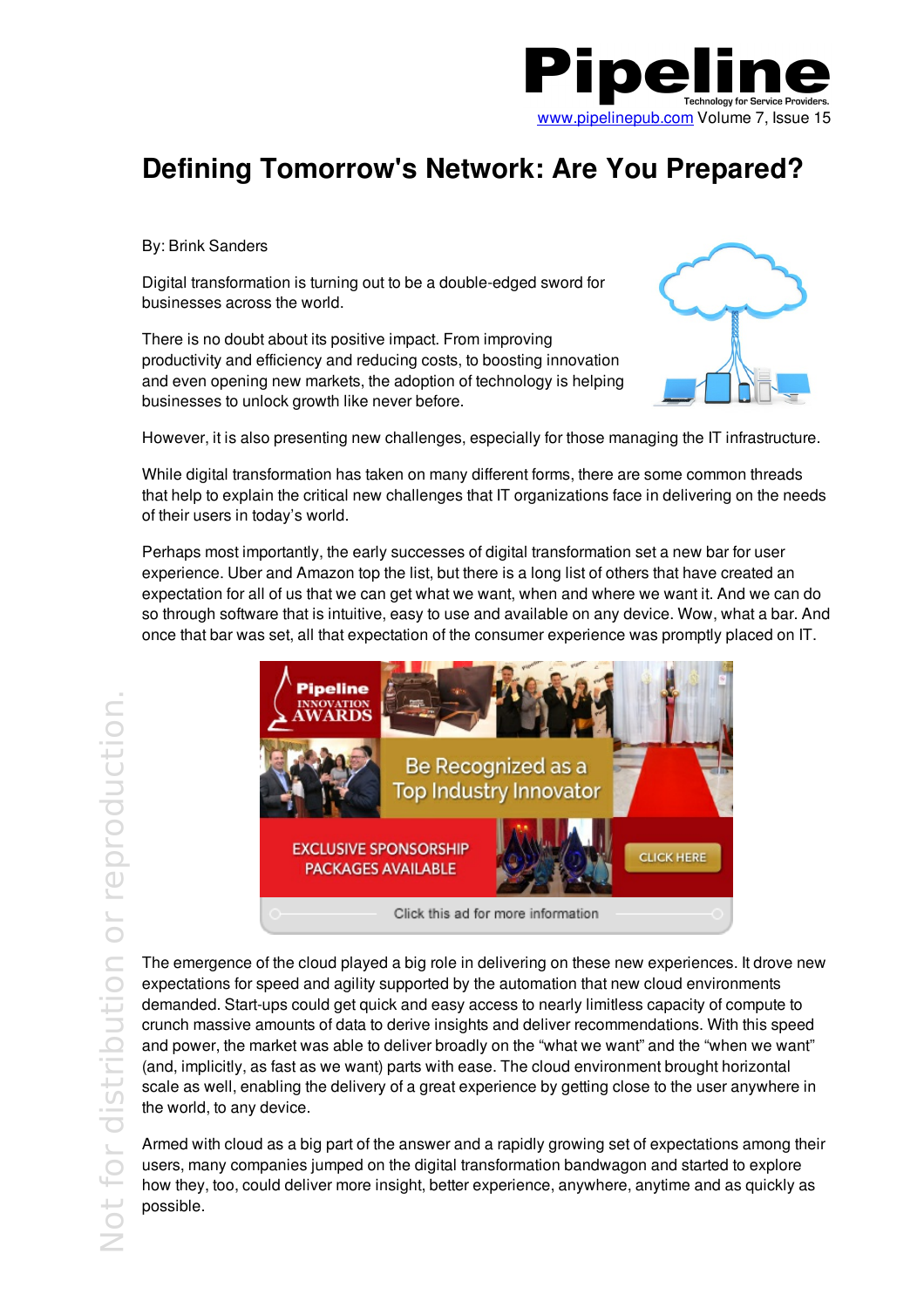# Defining Tomorrow's Network: Are You Prepared?

By: Brink Sanders

Digital transformation is turning out to be a double-edged sword for businesses across the world.

There is no doubt about its positive impact. From improving productivity and efficiency and reducing costs, to boosting innovation and even opening new markets, the adoption of technology is helping businesses to unlock growth like never before.

However, it is also presenting new challenges, especially for those managing the IT infrastructure.

While digital transformation has taken on many different forms, there are some common threads that help to explain the critical new challenges that IT organizations face in delivering on the needs of their users in today's world.

Perhaps most importantly, the early successes of digital transformation set a new bar for user experience. Uber and Amazon top the list, but there is a long list of others that have created an expectation for all of us that we can get what we want, when and where we want it. And we can do so through software that is intuitive, easy to use and available on any device. Wow, what a bar. And once that bar was set, all that expectation of the consumer experience was promptly placed on IT.

The emergence of the cloud played a big role in delivering on these new experiences. It drove new expectations for speed and agility supported by the automation that new cloud environments demanded. Start-ups could get quick and easy access to nearly limitless capacity of compute to crunch massive amounts of data to derive insights and deliver recommendations. With this speed and power, the market was able to deliver broadly on the "what we want" and the "when we want" (and, implicitly, as fast as we want) parts with ease. The cloud environment brought horizontal scale as well, enabling the delivery of a great experience by getting close to the user anywhere in the world, to any device.

Armed with cloud as a big part of the answer and a rapidly growing set of expectations among their users, many companies jumped on the digital transformation bandwagon and started to explore how they, too, could deliver more insight, better experience, anywhere, anytime and as quickly as possible.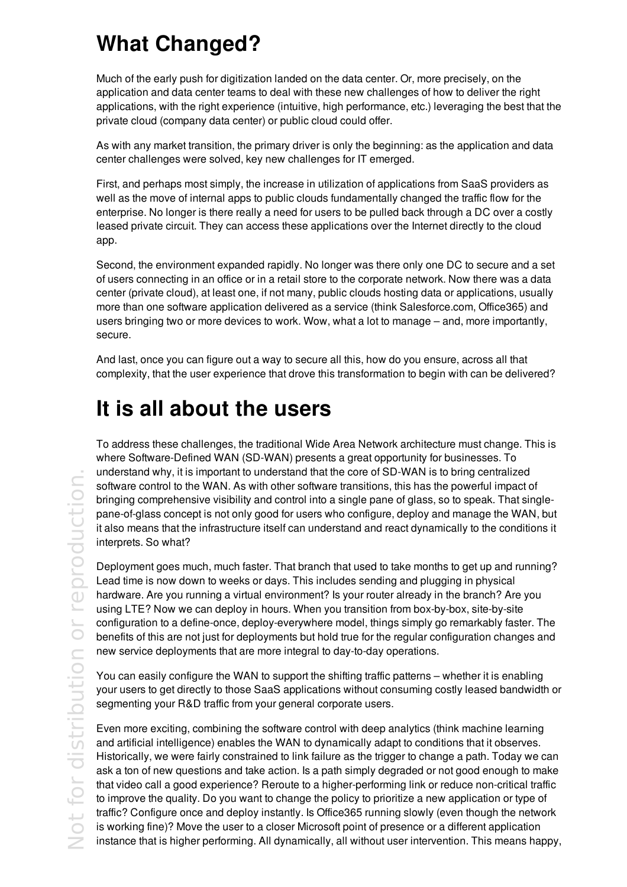# What Changed?

Much of the early push for digitization landed on the data center. Or, more precisely, on the application and data center teams to deal with these new challenges of how to deliver the right applications, with the right experience (intuitive, high performance, etc.) leveraging the best that the private cloud (company data center) or public cloud could offer.

As with any market transition, the primary driver is only the beginning: as the application and data center challenges were solved, key new challenges for IT emerged.

First, and perhaps most simply, the increase in utilization of applications from SaaS providers as well as the move of internal apps to public clouds fundamentally changed the traffic flow for the enterprise. No longer is there really a need for users to be pulled back through a DC over a costly leased private circuit. They can access these applications over the Internet directly to the cloud app.

Second, the environment expanded rapidly. No longer was there only one DC to secure and a set of users connecting in an office or in a retail store to the corporate network. Now there was a data center (private cloud), at least one, if not many, public clouds hosting data or applications, usually more than one software application delivered as a service (think Salesforce.com, Office365) and users bringing two or more devices to work. Wow, what a lot to manage – and, more importantly, secure.

And last, once you can figure out a way to secure all this, how do you ensure, across all that complexity, that the user experience that drove this transformation to begin with can be delivered?

# It is all about the users

To address these challenges, the traditional Wide Area Network architecture must change. This is where Software-Defined WAN (SD-WAN) presents a great opportunity for businesses. To understand why, it is important to understand that the core of SD-WAN is to bring centralized software control to the WAN. As with other software transitions, this has the powerful impact of bringing comprehensive visibility and control into a single pane of glass, so to speak. That single-pane-of-glass concept is not only good for users who configure, deploy and manage the WAN, but it also means that the infrastructure itself can understand and react dynamically to the conditions it interprets. So what?

Deployment goes much, much faster. That branch that used to take months to get up and running? Lead time is now down to weeks or days. This includes sending and plugging in physical hardware. Are you running a virtual environment? Is your router already in the branch? Are you using LTE? Now we can deploy in hours. When you transition from box-by-box, site-by-site configuration to a define-once, deploy-everywhere model, things simply go remarkably faster. The benefits of this are not just for deployments but hold true for the regular configuration changes and new service deployments that are more integral to day-to-day operations.

You can easily configure the WAN to support the shifting traffic patterns – whether it is enabling your users to get directly to those SaaS applications without consuming costly leased bandwidth or segmenting your R&D traffic from your general corporate users.

Even more exciting, combining the software control with deep analytics (think machine learning and artificial intelligence) enables the WAN to dynamically adapt to conditions that it observes. Historically, we were fairly constrained to link failure as the trigger to change a path. Today we can ask a ton of new questions and take action. Is a path simply degraded or not good enough to make that video call a good experience? Reroute to a higher-performing link or reduce non-critical traffic to improve the quality. Do you want to change the policy to prioritize a new application or type of traffic? Configure once and deploy instantly. Is Office365 running slowly (even though the network is working fine)? Move the user to a closer Microsoft point of presence or a different application instance that is higher performing. All dynamically, all without user intervention. This means happy,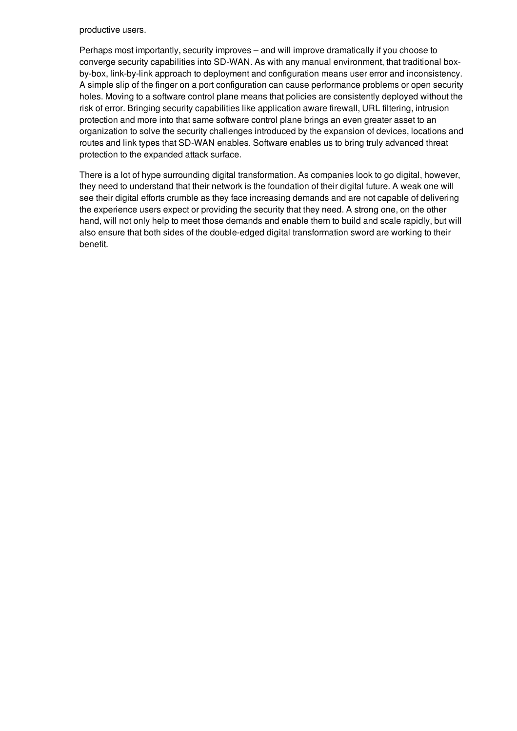productive users.

Perhaps most importantly, security improves – and will improve dramatically if you choose to converge security capabilities into SD-WAN. As with any manual environment, that traditional box-by-box, link-by-link approach to deployment and configuration means user error and inconsistency. A simple slip of the finger on a port configuration can cause performance problems or open security holes. Moving to a software control plane means that policies are consistently deployed without the risk of error. Bringing security capabilities like application aware firewall, URL filtering, intrusion protection and more into that same software control plane brings an even greater asset to an organization to solve the security challenges introduced by the expansion of devices, locations and routes and link types that SD-WAN enables. Software enables us to bring truly advanced threat protection to the expanded attack surface.

There is a lot of hype surrounding digital transformation. As companies look to go digital, however, they need to understand that their network is the foundation of their digital future. A weak one will see their digital efforts crumble as they face increasing demands and are not capable of delivering the experience users expect or providing the security that they need. A strong one, on the other hand, will not only help to meet those demands and enable them to build and scale rapidly, but will also ensure that both sides of the double-edged digital transformation sword are working to their benefit.